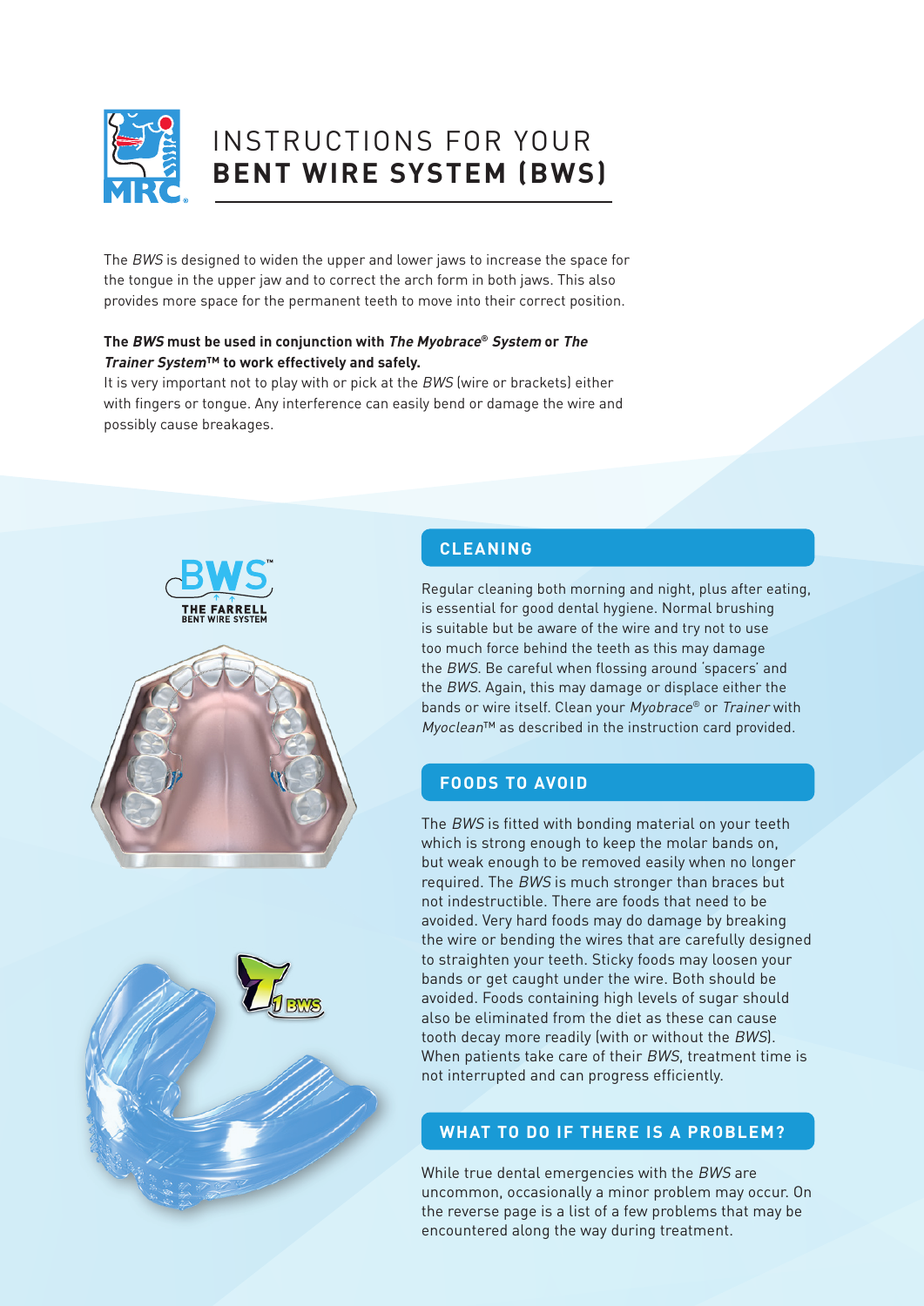# INSTRUCTIONS FOR YOUR **BENT WIRE SYSTEM (BWS)**

The *BWS* is designed to widen the upper and lower jaws to increase the space for the tongue in the upper jaw and to correct the arch form in both jaws. This also provides more space for the permanent teeth to move into their correct position.

**The *BWS* must be used in conjunction with *The Myobrace® System* or *The Trainer System™* to work effectively and safely.**
It is very important not to play with or pick at the *BWS* (wire or brackets) either with fingers or tongue. Any interference can easily bend or damage the wire and possibly cause breakages.

## CLEANING

Regular cleaning both morning and night, plus after eating, is essential for good dental hygiene. Normal brushing is suitable but be aware of the wire and try not to use too much force behind the teeth as this may damage the *BWS*. Be careful when flossing around 'spacers' and the *BWS*. Again, this may damage or displace either the bands or wire itself. Clean your *Myobrace®* or *Trainer* with *Myoclean™* as described in the instruction card provided.

## FOODS TO AVOID

The *BWS* is fitted with bonding material on your teeth which is strong enough to keep the molar bands on, but weak enough to be removed easily when no longer required. The *BWS* is much stronger than braces but not indestructible. There are foods that need to be avoided. Very hard foods may do damage by breaking the wire or bending the wires that are carefully designed to straighten your teeth. Sticky foods may loosen your bands or get caught under the wire. Both should be avoided. Foods containing high levels of sugar should also be eliminated from the diet as these can cause tooth decay more readily (with or without the *BWS*). When patients take care of their *BWS*, treatment time is not interrupted and can progress efficiently.

## WHAT TO DO IF THERE IS A PROBLEM?

While true dental emergencies with the *BWS* are uncommon, occasionally a minor problem may occur. On the reverse page is a list of a few problems that may be encountered along the way during treatment.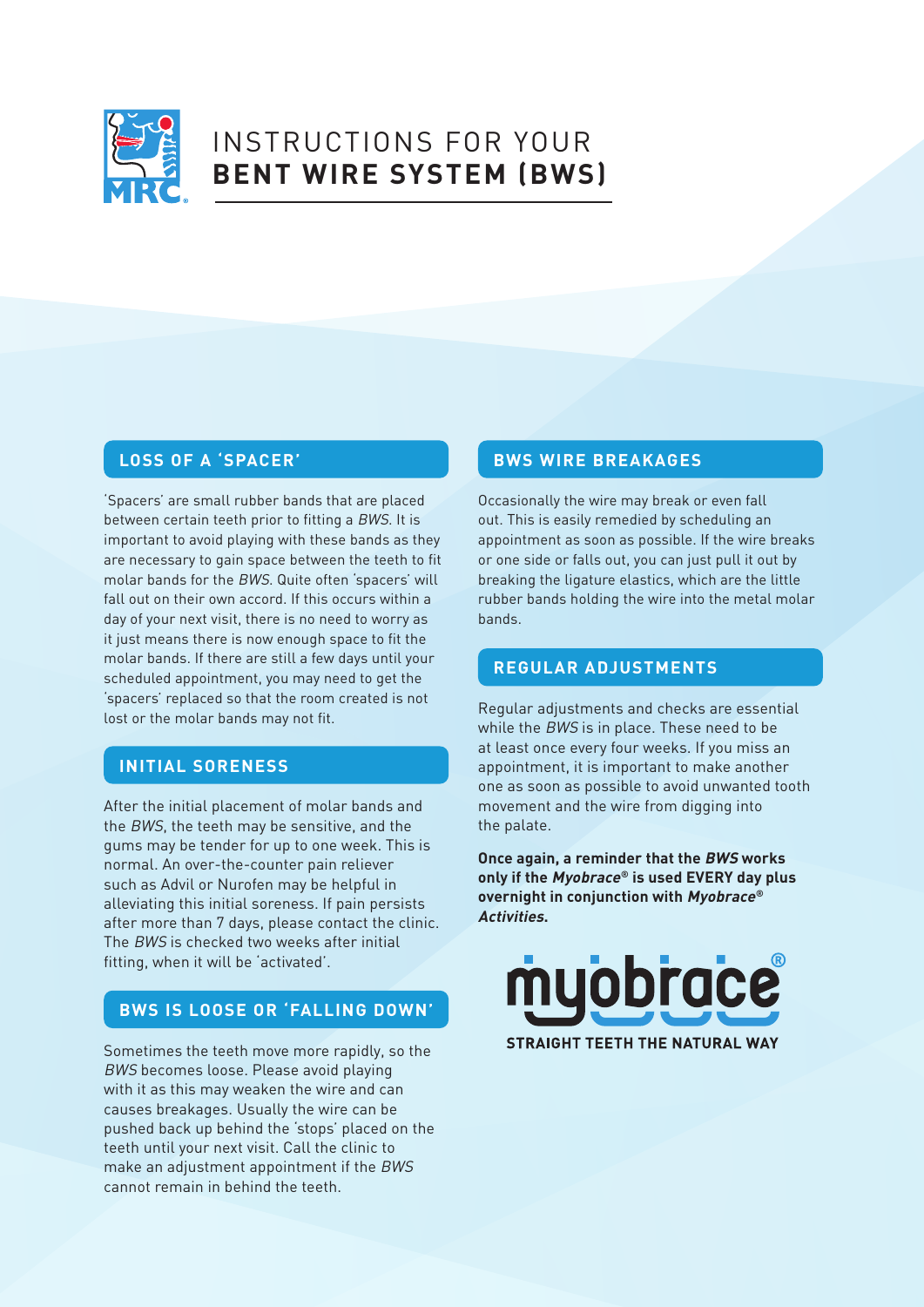# INSTRUCTIONS FOR YOUR **BENT WIRE SYSTEM (BWS)**

## LOSS OF A 'SPACER'

'Spacers' are small rubber bands that are placed between certain teeth prior to fitting a *BWS*. It is important to avoid playing with these bands as they are necessary to gain space between the teeth to fit molar bands for the *BWS*. Quite often 'spacers' will fall out on their own accord. If this occurs within a day of your next visit, there is no need to worry as it just means there is now enough space to fit the molar bands. If there are still a few days until your scheduled appointment, you may need to get the 'spacers' replaced so that the room created is not lost or the molar bands may not fit.

## INITIAL SORENESS

After the initial placement of molar bands and the *BWS*, the teeth may be sensitive, and the gums may be tender for up to one week. This is normal. An over-the-counter pain reliever such as Advil or Nurofen may be helpful in alleviating this initial soreness. If pain persists after more than 7 days, please contact the clinic. The *BWS* is checked two weeks after initial fitting, when it will be 'activated'.

## BWS IS LOOSE OR 'FALLING DOWN'

Sometimes the teeth move more rapidly, so the *BWS* becomes loose. Please avoid playing with it as this may weaken the wire and can causes breakages. Usually the wire can be pushed back up behind the 'stops' placed on the teeth until your next visit. Call the clinic to make an adjustment appointment if the *BWS* cannot remain in behind the teeth.

## BWS WIRE BREAKAGES

Occasionally the wire may break or even fall out. This is easily remedied by scheduling an appointment as soon as possible. If the wire breaks or one side or falls out, you can just pull it out by breaking the ligature elastics, which are the little rubber bands holding the wire into the metal molar bands.

## REGULAR ADJUSTMENTS

Regular adjustments and checks are essential while the *BWS* is in place. These need to be at least once every four weeks. If you miss an appointment, it is important to make another one as soon as possible to avoid unwanted tooth movement and the wire from digging into the palate.

**Once again, a reminder that the *BWS* works only if the *Myobrace®* is used EVERY day plus overnight in conjunction with *Myobrace® Activities.***

myobrace®

STRAIGHT TEETH THE NATURAL WAY